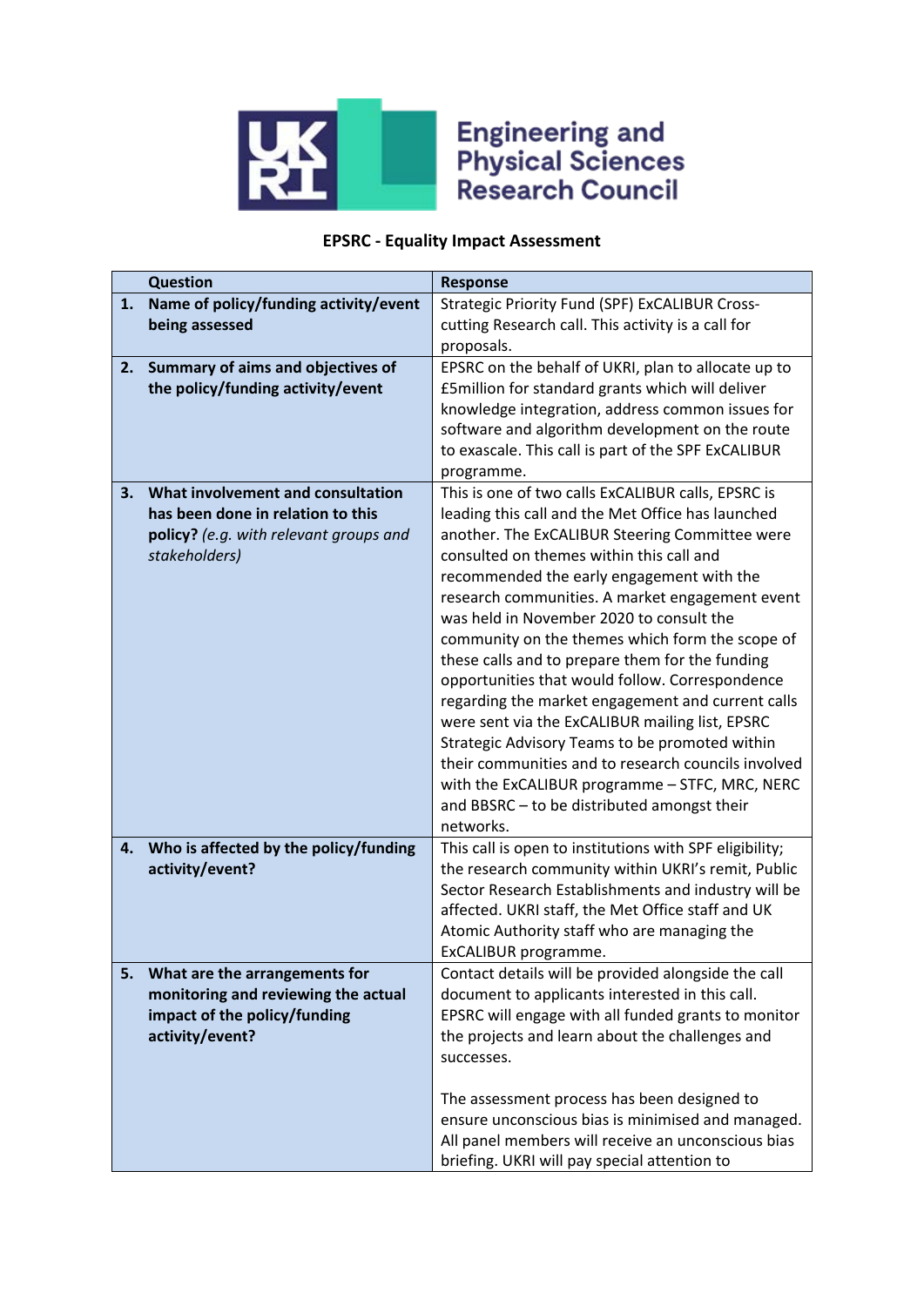Engineering and Physical Sciences Research Council

**EPSRC - Equality Impact Assessment**

| | Question | Response |
|---|---|---|
| **1.** | **Name of policy/funding activity/event being assessed** | Strategic Priority Fund (SPF) ExCALIBUR Cross-cutting Research call. This activity is a call for proposals. |
| **2.** | **Summary of aims and objectives of the policy/funding activity/event** | EPSRC on the behalf of UKRI, plan to allocate up to £5million for standard grants which will deliver knowledge integration, address common issues for software and algorithm development on the route to exascale. This call is part of the SPF ExCALIBUR programme. |
| **3.** | **What involvement and consultation has been done in relation to this policy?** *(e.g. with relevant groups and stakeholders)* | This is one of two calls ExCALIBUR calls, EPSRC is leading this call and the Met Office has launched another. The ExCALIBUR Steering Committee were consulted on themes within this call and recommended the early engagement with the research communities. A market engagement event was held in November 2020 to consult the community on the themes which form the scope of these calls and to prepare them for the funding opportunities that would follow. Correspondence regarding the market engagement and current calls were sent via the ExCALIBUR mailing list, EPSRC Strategic Advisory Teams to be promoted within their communities and to research councils involved with the ExCALIBUR programme – STFC, MRC, NERC and BBSRC – to be distributed amongst their networks. |
| **4.** | **Who is affected by the policy/funding activity/event?** | This call is open to institutions with SPF eligibility; the research community within UKRI's remit, Public Sector Research Establishments and industry will be affected. UKRI staff, the Met Office staff and UK Atomic Authority staff who are managing the ExCALIBUR programme. |
| **5.** | **What are the arrangements for monitoring and reviewing the actual impact of the policy/funding activity/event?** | Contact details will be provided alongside the call document to applicants interested in this call. EPSRC will engage with all funded grants to monitor the projects and learn about the challenges and successes.<br><br>The assessment process has been designed to ensure unconscious bias is minimised and managed. All panel members will receive an unconscious bias briefing. UKRI will pay special attention to |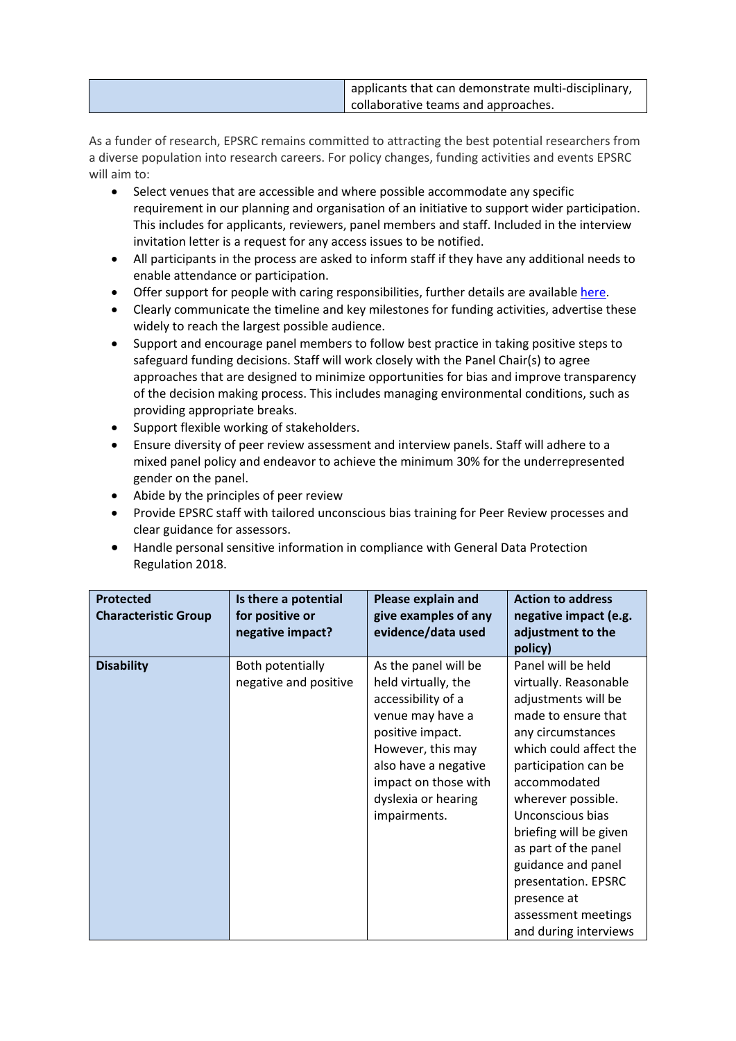| | applicants that can demonstrate multi-disciplinary, collaborative teams and approaches. |
|---|---|

As a funder of research, EPSRC remains committed to attracting the best potential researchers from a diverse population into research careers. For policy changes, funding activities and events EPSRC will aim to:

- Select venues that are accessible and where possible accommodate any specific requirement in our planning and organisation of an initiative to support wider participation. This includes for applicants, reviewers, panel members and staff. Included in the interview invitation letter is a request for any access issues to be notified.
- All participants in the process are asked to inform staff if they have any additional needs to enable attendance or participation.
- Offer support for people with caring responsibilities, further details are available here.
- Clearly communicate the timeline and key milestones for funding activities, advertise these widely to reach the largest possible audience.
- Support and encourage panel members to follow best practice in taking positive steps to safeguard funding decisions. Staff will work closely with the Panel Chair(s) to agree approaches that are designed to minimize opportunities for bias and improve transparency of the decision making process. This includes managing environmental conditions, such as providing appropriate breaks.
- Support flexible working of stakeholders.
- Ensure diversity of peer review assessment and interview panels. Staff will adhere to a mixed panel policy and endeavor to achieve the minimum 30% for the underrepresented gender on the panel.
- Abide by the principles of peer review
- Provide EPSRC staff with tailored unconscious bias training for Peer Review processes and clear guidance for assessors.
- Handle personal sensitive information in compliance with General Data Protection Regulation 2018.

| Protected Characteristic Group | Is there a potential for positive or negative impact? | Please explain and give examples of any evidence/data used | Action to address negative impact (e.g. adjustment to the policy) |
|---|---|---|---|
| **Disability** | Both potentially negative and positive | As the panel will be held virtually, the accessibility of a venue may have a positive impact. However, this may also have a negative impact on those with dyslexia or hearing impairments. | Panel will be held virtually. Reasonable adjustments will be made to ensure that any circumstances which could affect the participation can be accommodated wherever possible. Unconscious bias briefing will be given as part of the panel guidance and panel presentation. EPSRC presence at assessment meetings and during interviews |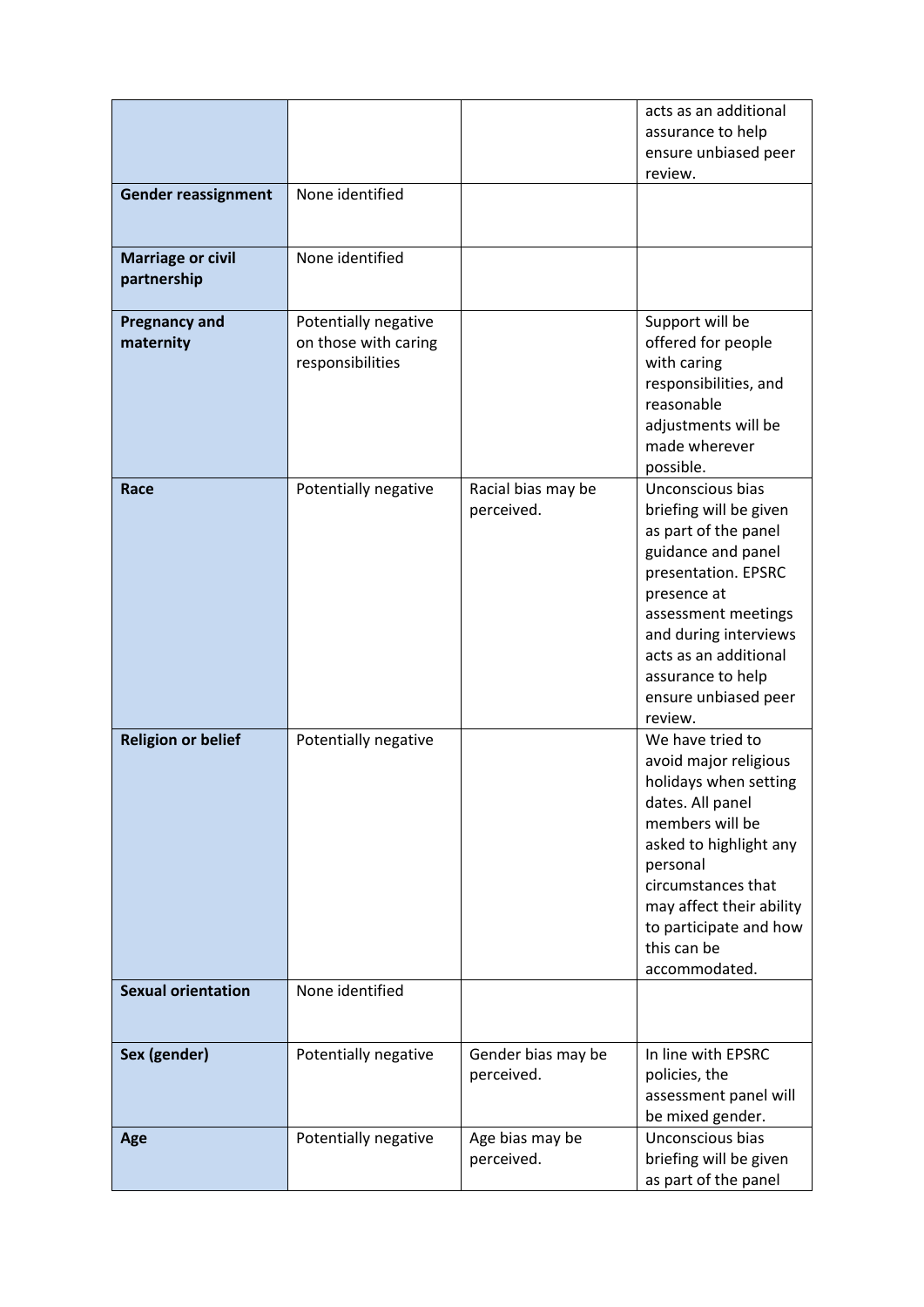| | | | |
|---|---|---|---|
| | | | acts as an additional assurance to help ensure unbiased peer review. |
| **Gender reassignment** | None identified | | |
| **Marriage or civil partnership** | None identified | | |
| **Pregnancy and maternity** | Potentially negative on those with caring responsibilities | | Support will be offered for people with caring responsibilities, and reasonable adjustments will be made wherever possible. |
| **Race** | Potentially negative | Racial bias may be perceived. | Unconscious bias briefing will be given as part of the panel guidance and panel presentation. EPSRC presence at assessment meetings and during interviews acts as an additional assurance to help ensure unbiased peer review. |
| **Religion or belief** | Potentially negative | | We have tried to avoid major religious holidays when setting dates. All panel members will be asked to highlight any personal circumstances that may affect their ability to participate and how this can be accommodated. |
| **Sexual orientation** | None identified | | |
| **Sex (gender)** | Potentially negative | Gender bias may be perceived. | In line with EPSRC policies, the assessment panel will be mixed gender. |
| **Age** | Potentially negative | Age bias may be perceived. | Unconscious bias briefing will be given as part of the panel |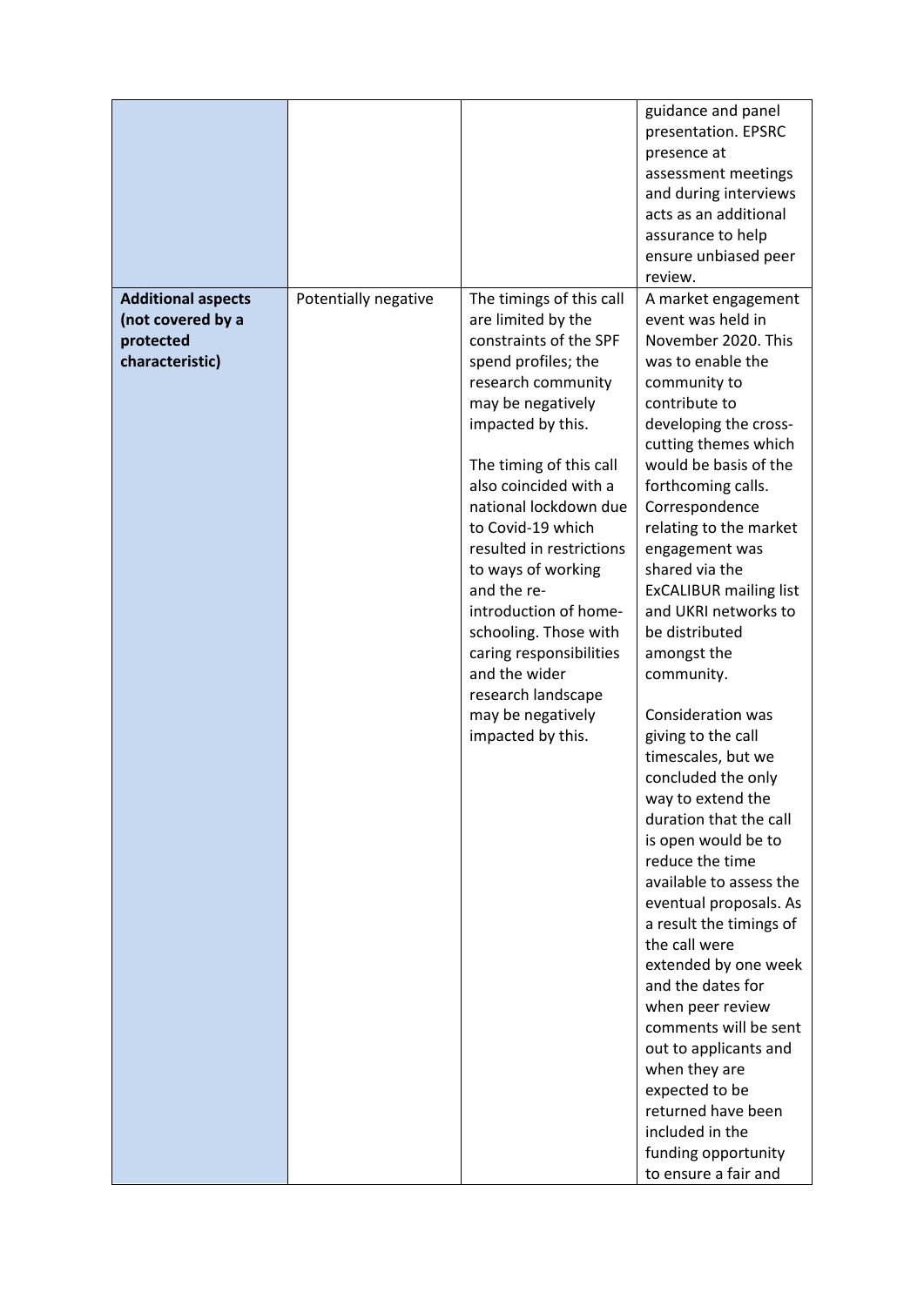| | | | |
|---|---|---|---|
| | | | guidance and panel presentation. EPSRC presence at assessment meetings and during interviews acts as an additional assurance to help ensure unbiased peer review. |
| **Additional aspects (not covered by a protected characteristic)** | Potentially negative | The timings of this call are limited by the constraints of the SPF spend profiles; the research community may be negatively impacted by this.<br><br>The timing of this call also coincided with a national lockdown due to Covid-19 which resulted in restrictions to ways of working and the re-introduction of home-schooling. Those with caring responsibilities and the wider research landscape may be negatively impacted by this. | A market engagement event was held in November 2020. This was to enable the community to contribute to developing the cross-cutting themes which would be basis of the forthcoming calls. Correspondence relating to the market engagement was shared via the ExCALIBUR mailing list and UKRI networks to be distributed amongst the community.<br><br>Consideration was giving to the call timescales, but we concluded the only way to extend the duration that the call is open would be to reduce the time available to assess the eventual proposals. As a result the timings of the call were extended by one week and the dates for when peer review comments will be sent out to applicants and when they are expected to be returned have been included in the funding opportunity to ensure a fair and |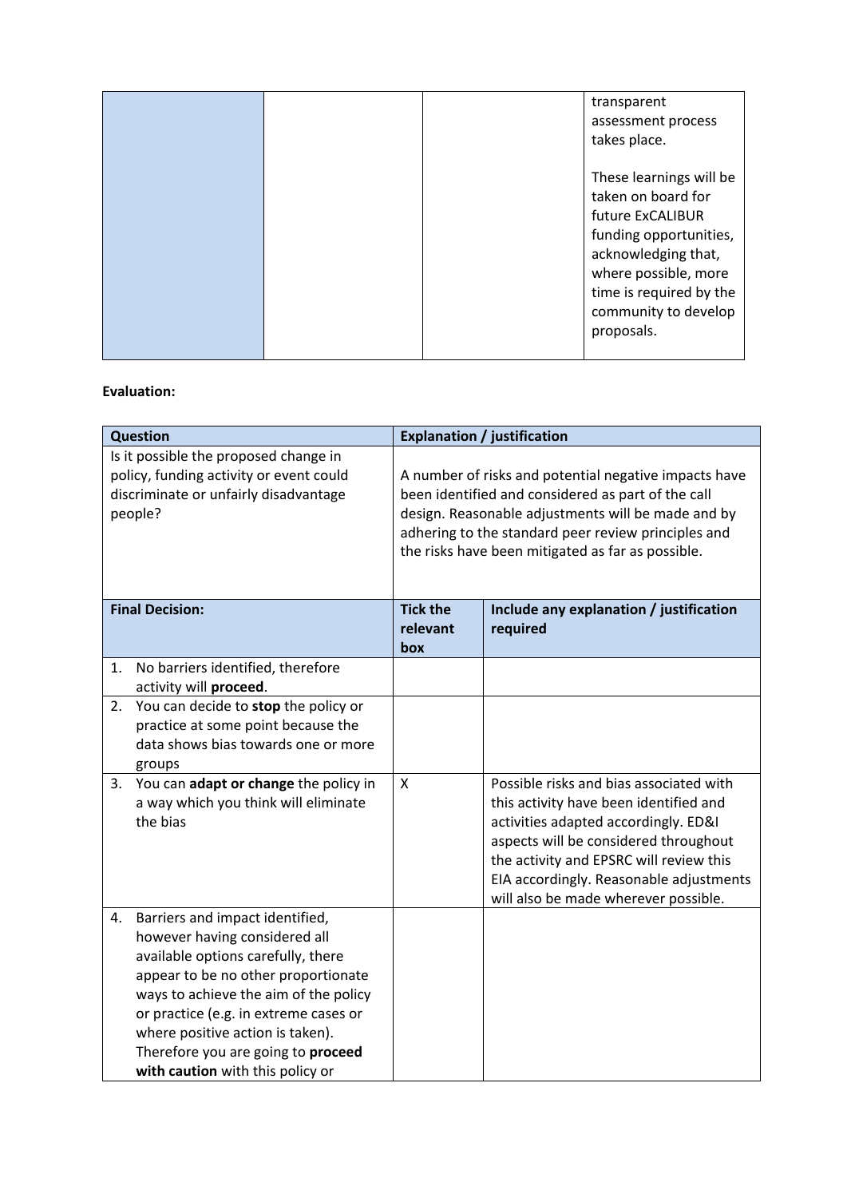| | | | transparent assessment process takes place.<br><br>These learnings will be taken on board for future ExCALIBUR funding opportunities, acknowledging that, where possible, more time is required by the community to develop proposals. |
|---|---|---|---|

**Evaluation:**

| Question | Explanation / justification | |
|---|---|---|
| Is it possible the proposed change in policy, funding activity or event could discriminate or unfairly disadvantage people? | A number of risks and potential negative impacts have been identified and considered as part of the call design. Reasonable adjustments will be made and by adhering to the standard peer review principles and the risks have been mitigated as far as possible. | |
| **Final Decision:** | **Tick the relevant box** | **Include any explanation / justification required** |
| 1. No barriers identified, therefore activity will **proceed**. | | |
| 2. You can decide to **stop** the policy or practice at some point because the data shows bias towards one or more groups | | |
| 3. You can **adapt or change** the policy in a way which you think will eliminate the bias | X | Possible risks and bias associated with this activity have been identified and activities adapted accordingly. ED&I aspects will be considered throughout the activity and EPSRC will review this EIA accordingly. Reasonable adjustments will also be made wherever possible. |
| 4. Barriers and impact identified, however having considered all available options carefully, there appear to be no other proportionate ways to achieve the aim of the policy or practice (e.g. in extreme cases or where positive action is taken). Therefore you are going to **proceed with caution** with this policy or | | |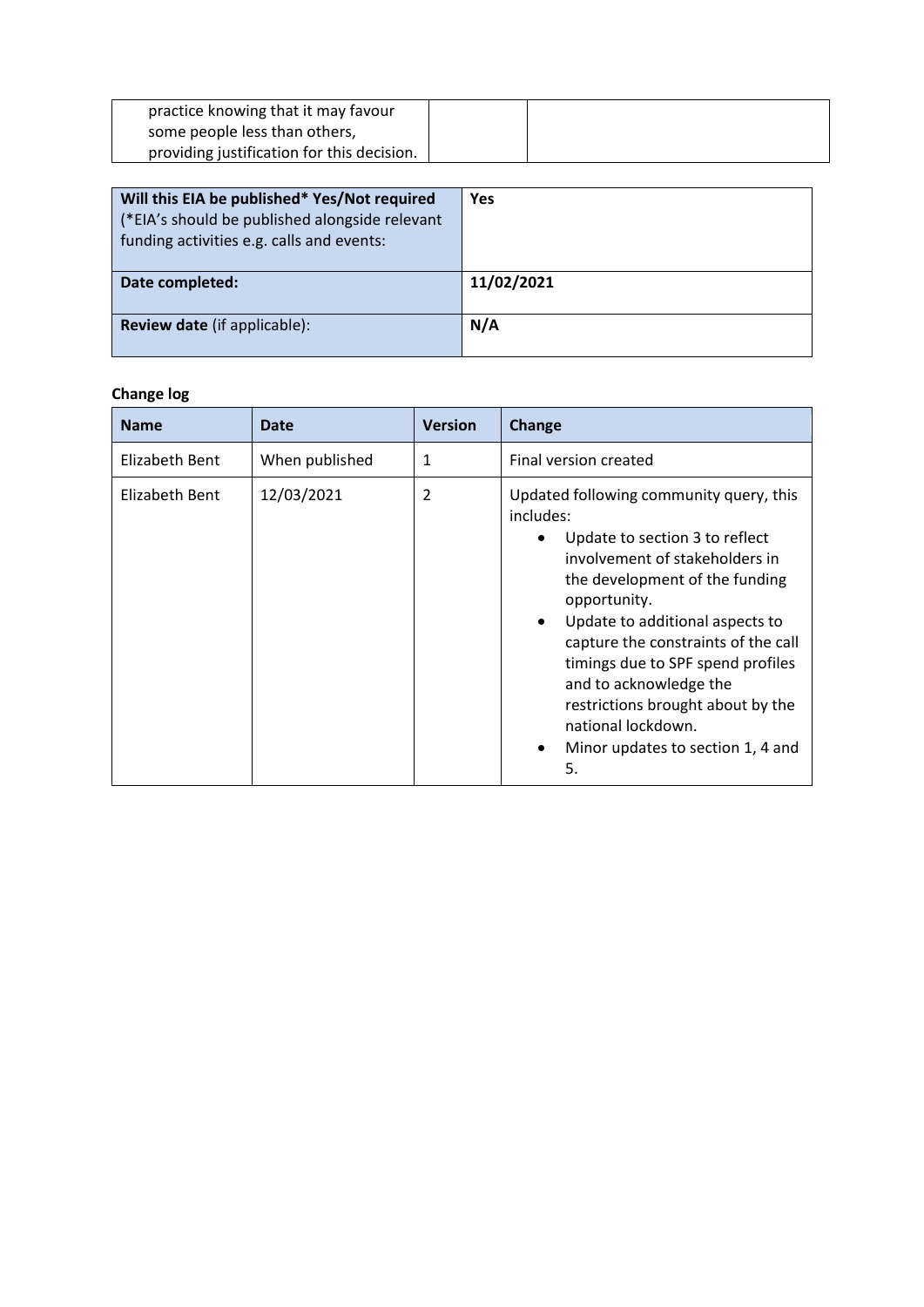| | | |
|---|---|---|
| practice knowing that it may favour some people less than others, providing justification for this decision. | | |

| | |
|---|---|
| **Will this EIA be published* Yes/Not required** (*EIA's should be published alongside relevant funding activities e.g. calls and events: | **Yes** |
| **Date completed:** | **11/02/2021** |
| **Review date** (if applicable): | **N/A** |

**Change log**

| Name | Date | Version | Change |
|---|---|---|---|
| Elizabeth Bent | When published | 1 | Final version created |
| Elizabeth Bent | 12/03/2021 | 2 | Updated following community query, this includes:<br>• Update to section 3 to reflect involvement of stakeholders in the development of the funding opportunity.<br>• Update to additional aspects to capture the constraints of the call timings due to SPF spend profiles and to acknowledge the restrictions brought about by the national lockdown.<br>• Minor updates to section 1, 4 and 5. |